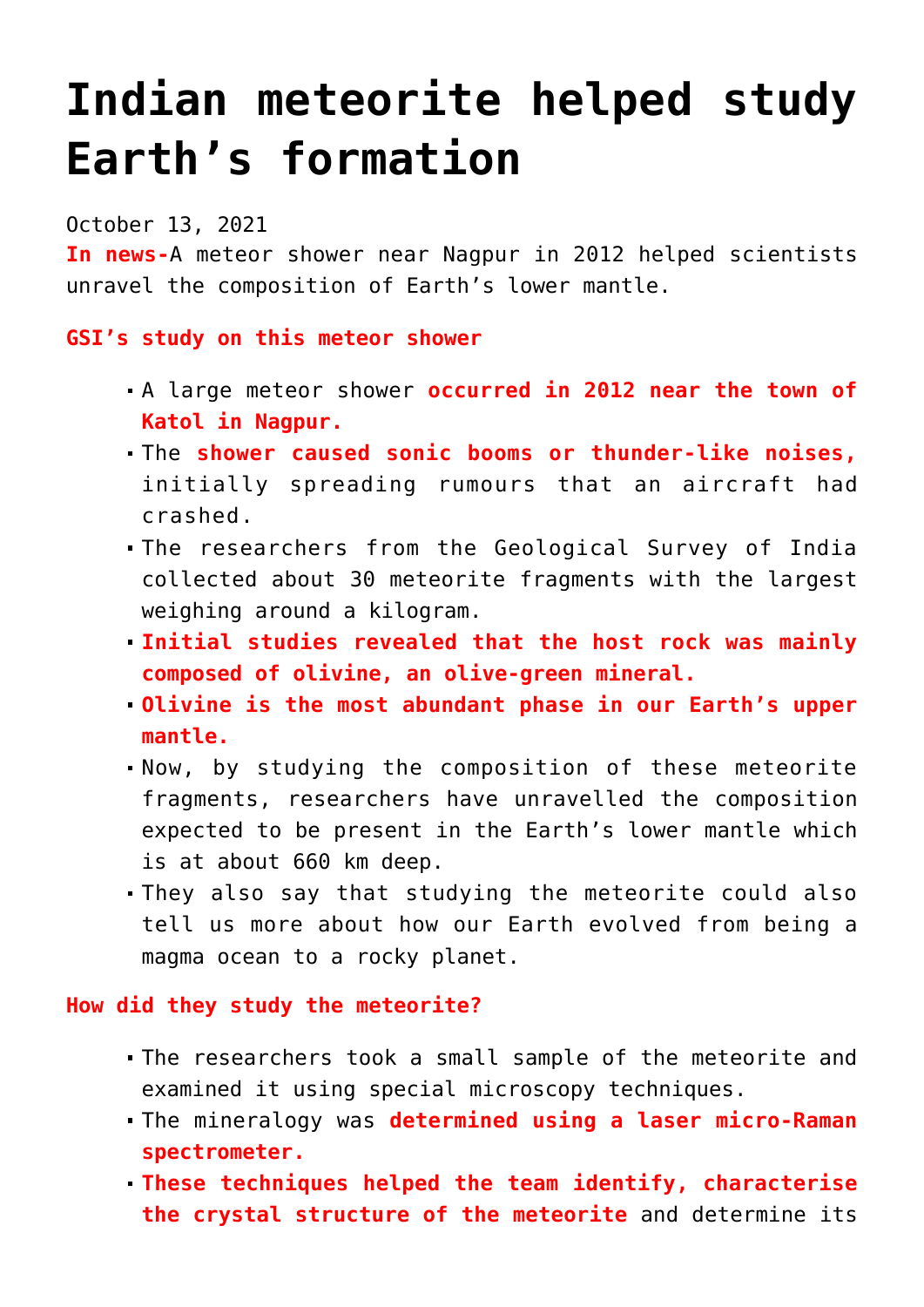# Indian meteorite helped study Earth's formation

October 13, 2021

**In news-**A meteor shower near Nagpur in 2012 helped scientists unravel the composition of Earth's lower mantle.

**GSI's study on this meteor shower**

- A large meteor shower **occurred in 2012 near the town of Katol in Nagpur.**
- The **shower caused sonic booms or thunder-like noises,** initially spreading rumours that an aircraft had crashed.
- The researchers from the Geological Survey of India collected about 30 meteorite fragments with the largest weighing around a kilogram.
- **Initial studies revealed that the host rock was mainly composed of olivine, an olive-green mineral.**
- **Olivine is the most abundant phase in our Earth's upper mantle.**
- Now, by studying the composition of these meteorite fragments, researchers have unravelled the composition expected to be present in the Earth's lower mantle which is at about 660 km deep.
- They also say that studying the meteorite could also tell us more about how our Earth evolved from being a magma ocean to a rocky planet.

**How did they study the meteorite?**

- The researchers took a small sample of the meteorite and examined it using special microscopy techniques.
- The mineralogy was **determined using a laser micro-Raman spectrometer.**
- **These techniques helped the team identify, characterise the crystal structure of the meteorite** and determine its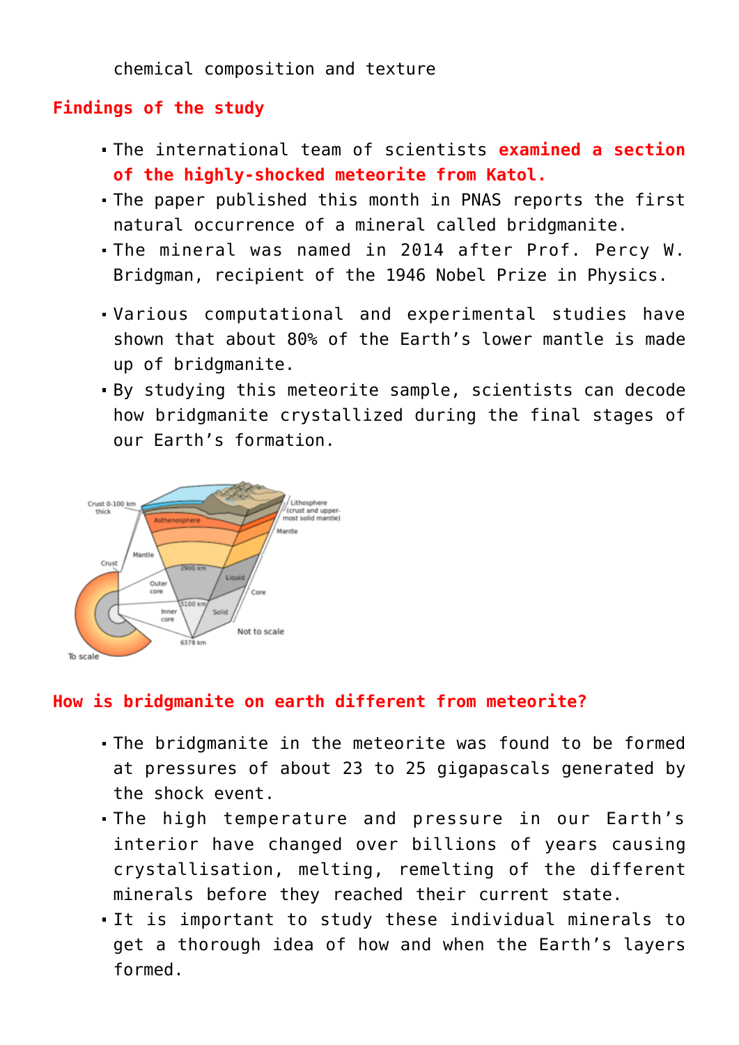chemical composition and texture

**Findings of the study**

- The international team of scientists **examined a section of the highly-shocked meteorite from Katol.**
- The paper published this month in PNAS reports the first natural occurrence of a mineral called bridgmanite.
- The mineral was named in 2014 after Prof. Percy W. Bridgman, recipient of the 1946 Nobel Prize in Physics.
- Various computational and experimental studies have shown that about 80% of the Earth's lower mantle is made up of bridgmanite.
- By studying this meteorite sample, scientists can decode how bridgmanite crystallized during the final stages of our Earth's formation.

**How is bridgmanite on earth different from meteorite?**

- The bridgmanite in the meteorite was found to be formed at pressures of about 23 to 25 gigapascals generated by the shock event.
- The high temperature and pressure in our Earth's interior have changed over billions of years causing crystallisation, melting, remelting of the different minerals before they reached their current state.
- It is important to study these individual minerals to get a thorough idea of how and when the Earth's layers formed.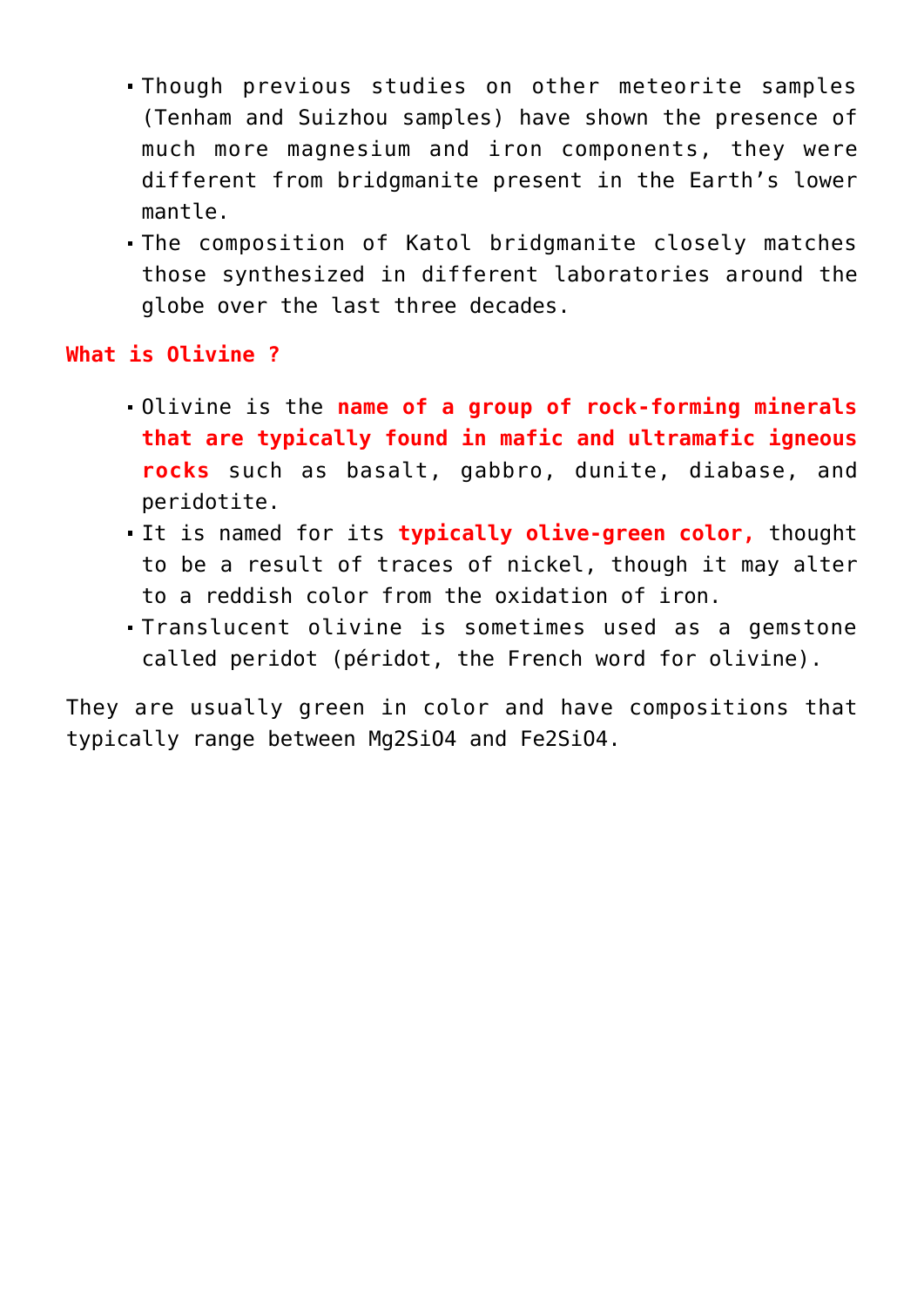- Though previous studies on other meteorite samples (Tenham and Suizhou samples) have shown the presence of much more magnesium and iron components, they were different from bridgmanite present in the Earth's lower mantle.
- The composition of Katol bridgmanite closely matches those synthesized in different laboratories around the globe over the last three decades.

**What is Olivine ?**

- Olivine is the **name of a group of rock-forming minerals that are typically found in mafic and ultramafic igneous rocks** such as basalt, gabbro, dunite, diabase, and peridotite.
- It is named for its **typically olive-green color,** thought to be a result of traces of nickel, though it may alter to a reddish color from the oxidation of iron.
- Translucent olivine is sometimes used as a gemstone called peridot (péridot, the French word for olivine).

They are usually green in color and have compositions that typically range between $Mg_2SiO_4$ and $Fe_2SiO_4$.